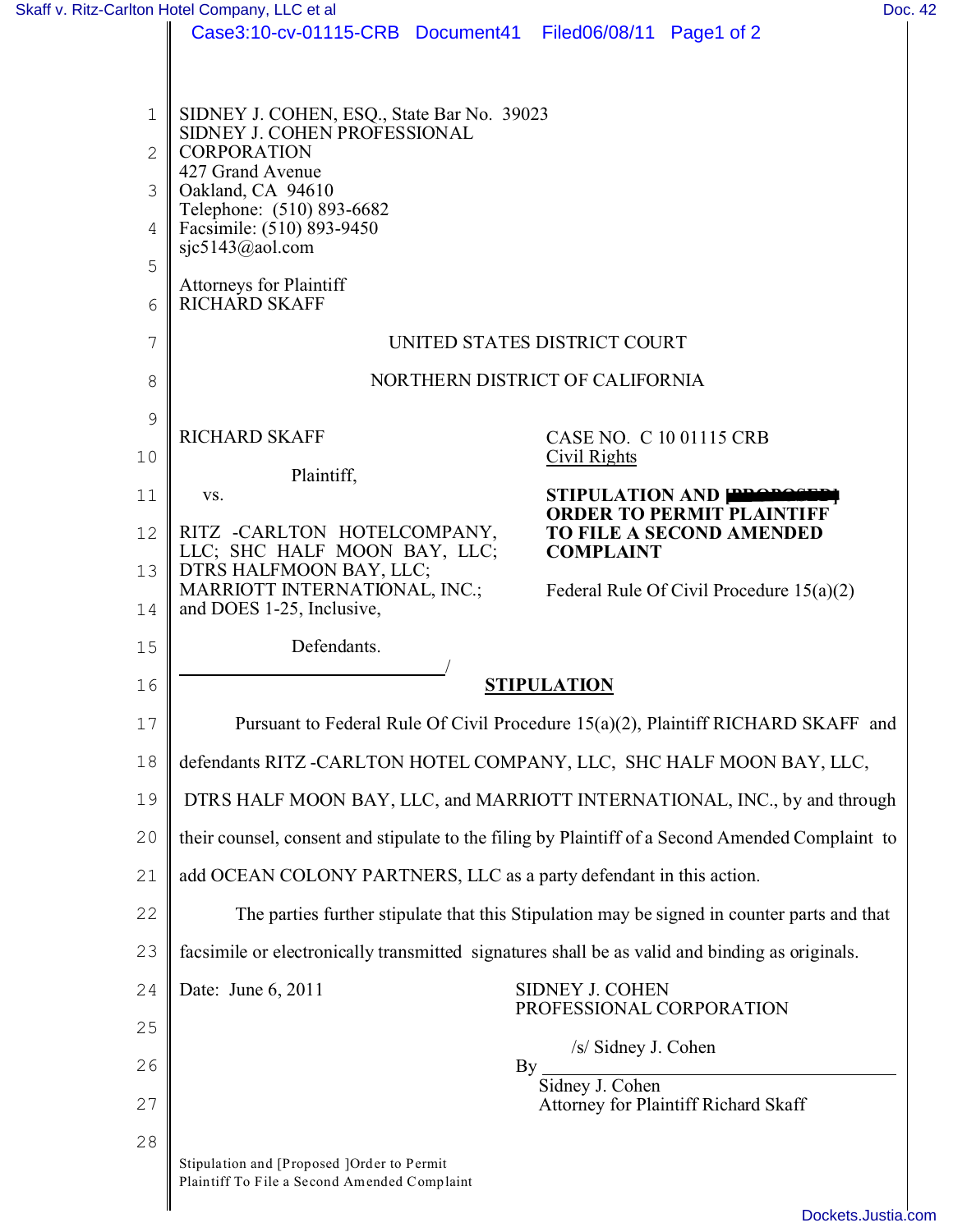SIDNEY J. COHEN, ESQ., State Bar No. 39023
SIDNEY J. COHEN PROFESSIONAL CORPORATION
427 Grand Avenue
Oakland, CA 94610
Telephone: (510) 893-6682
Facsimile: (510) 893-9450
sjc5143@aol.com

Attorneys for Plaintiff
RICHARD SKAFF

UNITED STATES DISTRICT COURT

NORTHERN DISTRICT OF CALIFORNIA

RICHARD SKAFF

Plaintiff,

vs.

RITZ -CARLTON HOTELCOMPANY, LLC; SHC HALF MOON BAY, LLC; DTRS HALFMOON BAY, LLC; MARRIOTT INTERNATIONAL, INC.; and DOES 1-25, Inclusive,

Defendants.
______________________________/

CASE NO. C 10 01115 CRB
Civil Rights

**STIPULATION AND [PROPOSED] ORDER TO PERMIT PLAINTIFF TO FILE A SECOND AMENDED COMPLAINT**

Federal Rule Of Civil Procedure 15(a)(2)

**STIPULATION**

Pursuant to Federal Rule Of Civil Procedure 15(a)(2), Plaintiff RICHARD SKAFF and defendants RITZ -CARLTON HOTEL COMPANY, LLC, SHC HALF MOON BAY, LLC, DTRS HALF MOON BAY, LLC, and MARRIOTT INTERNATIONAL, INC., by and through their counsel, consent and stipulate to the filing by Plaintiff of a Second Amended Complaint to add OCEAN COLONY PARTNERS, LLC as a party defendant in this action.

The parties further stipulate that this Stipulation may be signed in counter parts and that facsimile or electronically transmitted signatures shall be as valid and binding as originals.

Date: June 6, 2011

SIDNEY J. COHEN
PROFESSIONAL CORPORATION

By /s/ Sidney J. Cohen
Sidney J. Cohen
Attorney for Plaintiff Richard Skaff

Stipulation and [Proposed ]Order to Permit Plaintiff To File a Second Amended Complaint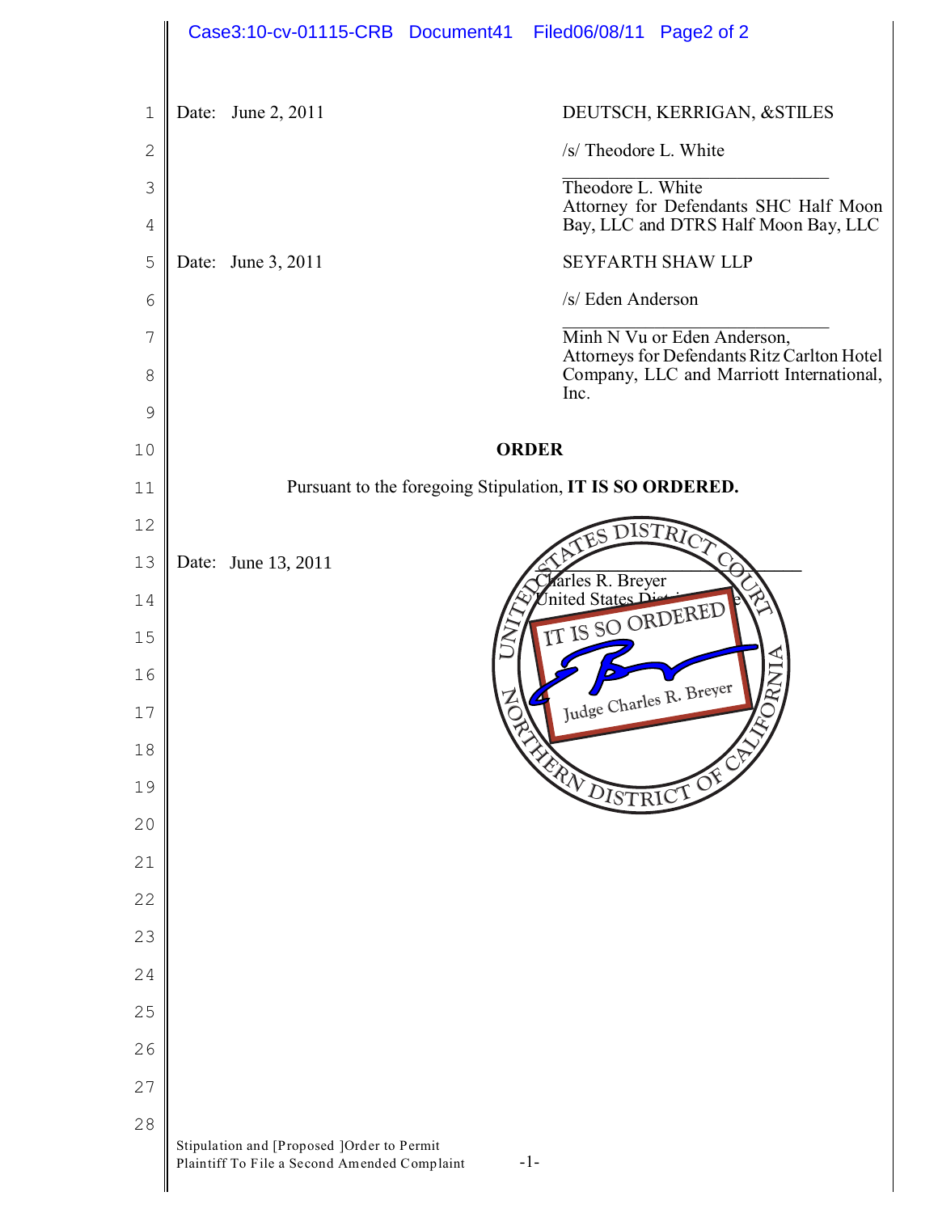Date: June 2, 2011

DEUTSCH, KERRIGAN, &STILES

/s/ Theodore L. White

Theodore L. White
Attorney for Defendants SHC Half Moon Bay, LLC and DTRS Half Moon Bay, LLC

Date: June 3, 2011

SEYFARTH SHAW LLP

/s/ Eden Anderson

Minh N Vu or Eden Anderson,
Attorneys for Defendants Ritz Carlton Hotel Company, LLC and Marriott International, Inc.

**ORDER**

Pursuant to the foregoing Stipulation, **IT IS SO ORDERED.**

Date: June 13, 2011

Charles R. Breyer
United States District Judge

UNITED STATES DISTRICT COURT
NORTHERN DISTRICT OF CALIFORNIA
IT IS SO ORDERED
Judge Charles R. Breyer

Stipulation and [Proposed ]Order to Permit Plaintiff To File a Second Amended Complaint